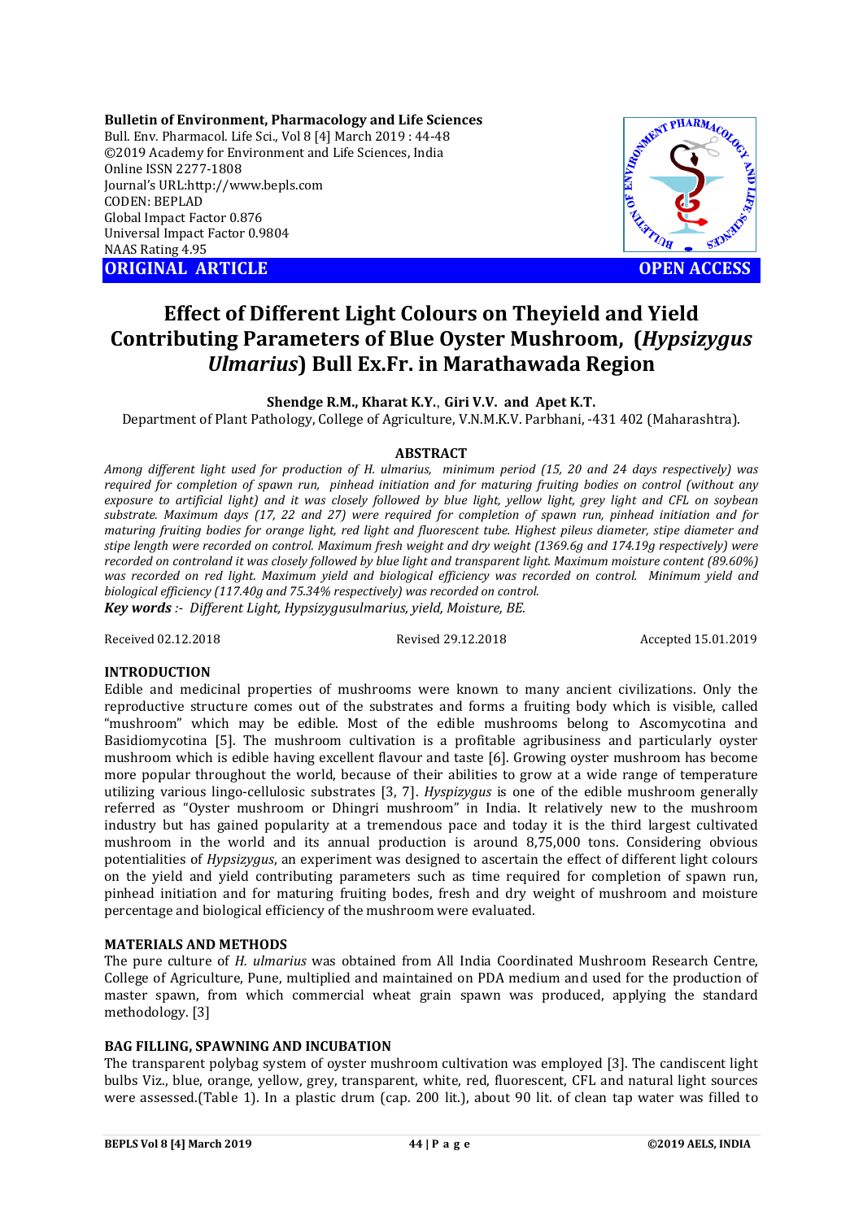**Bulletin of Environment, Pharmacology and Life Sciences**
Bull. Env. Pharmacol. Life Sci., Vol 8 [4] March 2019 : 44-48
©2019 Academy for Environment and Life Sciences, India
Online ISSN 2277-1808
Journal's URL:http://www.bepls.com
CODEN: BEPLAD
Global Impact Factor 0.876
Universal Impact Factor 0.9804
NAAS Rating 4.95

**ORIGINAL ARTICLE** **OPEN ACCESS**

# Effect of Different Light Colours on Theyield and Yield Contributing Parameters of Blue Oyster Mushroom, (*Hypsizygus Ulmarius*) Bull Ex.Fr. in Marathawada Region

**Shendge R.M., Kharat K.Y., Giri V.V. and Apet K.T.**

Department of Plant Pathology, College of Agriculture, V.N.M.K.V. Parbhani, -431 402 (Maharashtra).

## ABSTRACT

*Among different light used for production of H. ulmarius, minimum period (15, 20 and 24 days respectively) was required for completion of spawn run, pinhead initiation and for maturing fruiting bodies on control (without any exposure to artificial light) and it was closely followed by blue light, yellow light, grey light and CFL on soybean substrate. Maximum days (17, 22 and 27) were required for completion of spawn run, pinhead initiation and for maturing fruiting bodies for orange light, red light and fluorescent tube. Highest pileus diameter, stipe diameter and stipe length were recorded on control. Maximum fresh weight and dry weight (1369.6g and 174.19g respectively) were recorded on controland it was closely followed by blue light and transparent light. Maximum moisture content (89.60%) was recorded on red light. Maximum yield and biological efficiency was recorded on control. Minimum yield and biological efficiency (117.40g and 75.34% respectively) was recorded on control.*

***Key words** :- Different Light, Hypsizygusulmarius, yield, Moisture, BE.*

Received 02.12.2018 Revised 29.12.2018 Accepted 15.01.2019

## INTRODUCTION

Edible and medicinal properties of mushrooms were known to many ancient civilizations. Only the reproductive structure comes out of the substrates and forms a fruiting body which is visible, called "mushroom" which may be edible. Most of the edible mushrooms belong to Ascomycotina and Basidiomycotina [5]. The mushroom cultivation is a profitable agribusiness and particularly oyster mushroom which is edible having excellent flavour and taste [6]. Growing oyster mushroom has become more popular throughout the world, because of their abilities to grow at a wide range of temperature utilizing various lingo-cellulosic substrates [3, 7]. *Hyspizygus* is one of the edible mushroom generally referred as "Oyster mushroom or Dhingri mushroom" in India. It relatively new to the mushroom industry but has gained popularity at a tremendous pace and today it is the third largest cultivated mushroom in the world and its annual production is around 8,75,000 tons. Considering obvious potentialities of *Hypsizygus*, an experiment was designed to ascertain the effect of different light colours on the yield and yield contributing parameters such as time required for completion of spawn run, pinhead initiation and for maturing fruiting bodes, fresh and dry weight of mushroom and moisture percentage and biological efficiency of the mushroom were evaluated.

## MATERIALS AND METHODS

The pure culture of *H. ulmarius* was obtained from All India Coordinated Mushroom Research Centre, College of Agriculture, Pune, multiplied and maintained on PDA medium and used for the production of master spawn, from which commercial wheat grain spawn was produced, applying the standard methodology. [3]

## BAG FILLING, SPAWNING AND INCUBATION

The transparent polybag system of oyster mushroom cultivation was employed [3]. The candiscent light bulbs Viz., blue, orange, yellow, grey, transparent, white, red, fluorescent, CFL and natural light sources were assessed.(Table 1). In a plastic drum (cap. 200 lit.), about 90 lit. of clean tap water was filled to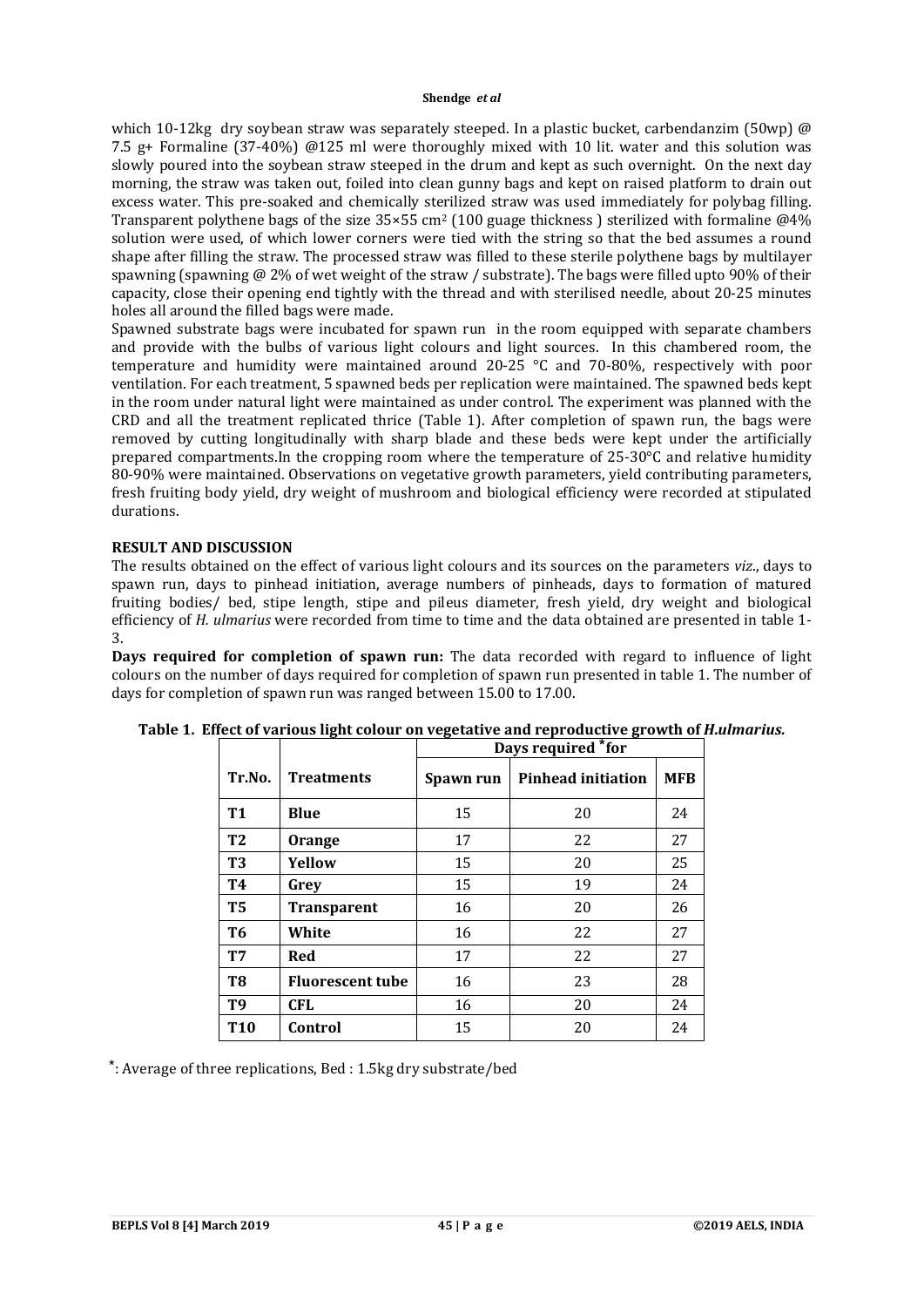which 10-12kg dry soybean straw was separately steeped. In a plastic bucket, carbendanzim (50wp) @ 7.5 g+ Formaline (37-40%) @125 ml were thoroughly mixed with 10 lit. water and this solution was slowly poured into the soybean straw steeped in the drum and kept as such overnight. On the next day morning, the straw was taken out, foiled into clean gunny bags and kept on raised platform to drain out excess water. This pre-soaked and chemically sterilized straw was used immediately for polybag filling. Transparent polythene bags of the size 35×55 $cm^2$ (100 guage thickness ) sterilized with formaline @4% solution were used, of which lower corners were tied with the string so that the bed assumes a round shape after filling the straw. The processed straw was filled to these sterile polythene bags by multilayer spawning (spawning @ 2% of wet weight of the straw / substrate). The bags were filled upto 90% of their capacity, close their opening end tightly with the thread and with sterilised needle, about 20-25 minutes holes all around the filled bags were made.

Spawned substrate bags were incubated for spawn run in the room equipped with separate chambers and provide with the bulbs of various light colours and light sources. In this chambered room, the temperature and humidity were maintained around 20-25 °C and 70-80%, respectively with poor ventilation. For each treatment, 5 spawned beds per replication were maintained. The spawned beds kept in the room under natural light were maintained as under control. The experiment was planned with the CRD and all the treatment replicated thrice (Table 1). After completion of spawn run, the bags were removed by cutting longitudinally with sharp blade and these beds were kept under the artificially prepared compartments.In the cropping room where the temperature of 25-30°C and relative humidity 80-90% were maintained. Observations on vegetative growth parameters, yield contributing parameters, fresh fruiting body yield, dry weight of mushroom and biological efficiency were recorded at stipulated durations.

## RESULT AND DISCUSSION

The results obtained on the effect of various light colours and its sources on the parameters *viz*., days to spawn run, days to pinhead initiation, average numbers of pinheads, days to formation of matured fruiting bodies/ bed, stipe length, stipe and pileus diameter, fresh yield, dry weight and biological efficiency of *H. ulmarius* were recorded from time to time and the data obtained are presented in table 1-3.

**Days required for completion of spawn run:** The data recorded with regard to influence of light colours on the number of days required for completion of spawn run presented in table 1. The number of days for completion of spawn run was ranged between 15.00 to 17.00.

**Table 1. Effect of various light colour on vegetative and reproductive growth of *H.ulmarius.***

| Tr.No. | Treatments | Days required *for | | |
|---|---|---|---|---|
| | | Spawn run | Pinhead initiation | MFB |
| T1 | Blue | 15 | 20 | 24 |
| T2 | Orange | 17 | 22 | 27 |
| T3 | Yellow | 15 | 20 | 25 |
| T4 | Grey | 15 | 19 | 24 |
| T5 | Transparent | 16 | 20 | 26 |
| T6 | White | 16 | 22 | 27 |
| T7 | Red | 17 | 22 | 27 |
| T8 | Fluorescent tube | 16 | 23 | 28 |
| T9 | CFL | 16 | 20 | 24 |
| T10 | Control | 15 | 20 | 24 |

*: Average of three replications, Bed : 1.5kg dry substrate/bed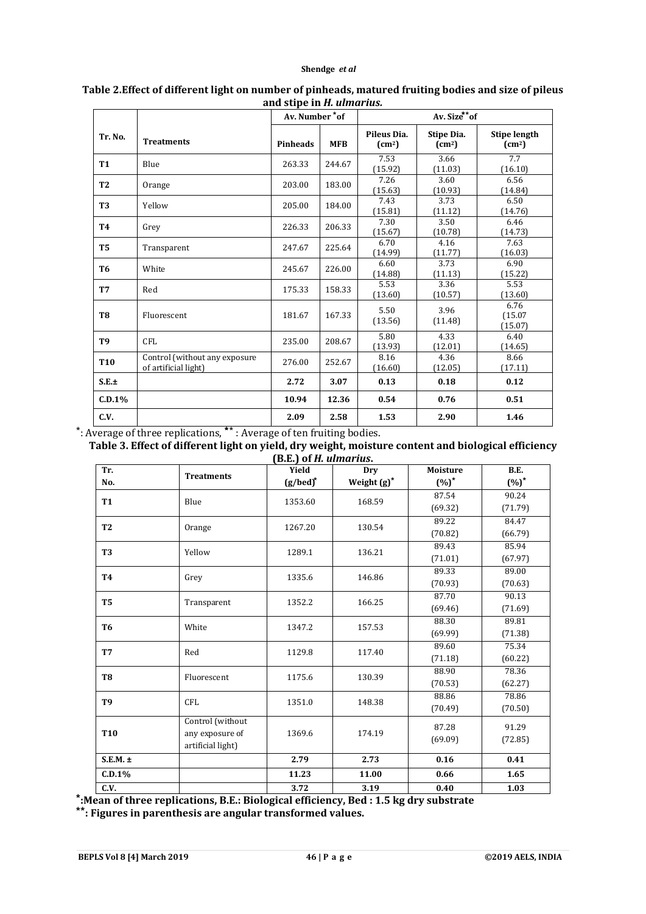**Table 2.Effect of different light on number of pinheads, matured fruiting bodies and size of pileus and stipe in *H. ulmarius.***

| Tr. No. | Treatments | Av. Number *of | | Av. Size**of | | |
|---|---|---|---|---|---|---|
| | | Pinheads | MFB | Pileus Dia. ($cm^2$) | Stipe Dia. ($cm^2$) | Stipe length ($cm^2$) |
| T1 | Blue | 263.33 | 244.67 | 7.53 (15.92) | 3.66 (11.03) | 7.7 (16.10) |
| T2 | Orange | 203.00 | 183.00 | 7.26 (15.63) | 3.60 (10.93) | 6.56 (14.84) |
| T3 | Yellow | 205.00 | 184.00 | 7.43 (15.81) | 3.73 (11.12) | 6.50 (14.76) |
| T4 | Grey | 226.33 | 206.33 | 7.30 (15.67) | 3.50 (10.78) | 6.46 (14.73) |
| T5 | Transparent | 247.67 | 225.64 | 6.70 (14.99) | 4.16 (11.77) | 7.63 (16.03) |
| T6 | White | 245.67 | 226.00 | 6.60 (14.88) | 3.73 (11.13) | 6.90 (15.22) |
| T7 | Red | 175.33 | 158.33 | 5.53 (13.60) | 3.36 (10.57) | 5.53 (13.60) |
| T8 | Fluorescent | 181.67 | 167.33 | 5.50 (13.56) | 3.96 (11.48) | 6.76 (15.07 (15.07) |
| T9 | CFL | 235.00 | 208.67 | 5.80 (13.93) | 4.33 (12.01) | 6.40 (14.65) |
| T10 | Control (without any exposure of artificial light) | 276.00 | 252.67 | 8.16 (16.60) | 4.36 (12.05) | 8.66 (17.11) |
| S.E.± | | **2.72** | **3.07** | **0.13** | **0.18** | **0.12** |
| C.D.1% | | **10.94** | **12.36** | **0.54** | **0.76** | **0.51** |
| C.V. | | **2.09** | **2.58** | **1.53** | **2.90** | **1.46** |

*: Average of three replications, ** : Average of ten fruiting bodies.

**Table 3. Effect of different light on yield, dry weight, moisture content and biological efficiency (B.E.) of *H. ulmarius*.**

| Tr. No. | Treatments | Yield (g/bed)* | Dry Weight (g)* | Moisture (%)* | B.E. (%)* |
|---|---|---|---|---|---|
| T1 | Blue | 1353.60 | 168.59 | 87.54 (69.32) | 90.24 (71.79) |
| T2 | Orange | 1267.20 | 130.54 | 89.22 (70.82) | 84.47 (66.79) |
| T3 | Yellow | 1289.1 | 136.21 | 89.43 (71.01) | 85.94 (67.97) |
| T4 | Grey | 1335.6 | 146.86 | 89.33 (70.93) | 89.00 (70.63) |
| T5 | Transparent | 1352.2 | 166.25 | 87.70 (69.46) | 90.13 (71.69) |
| T6 | White | 1347.2 | 157.53 | 88.30 (69.99) | 89.81 (71.38) |
| T7 | Red | 1129.8 | 117.40 | 89.60 (71.18) | 75.34 (60.22) |
| T8 | Fluorescent | 1175.6 | 130.39 | 88.90 (70.53) | 78.36 (62.27) |
| T9 | CFL | 1351.0 | 148.38 | 88.86 (70.49) | 78.86 (70.50) |
| T10 | Control (without any exposure of artificial light) | 1369.6 | 174.19 | 87.28 (69.09) | 91.29 (72.85) |
| S.E.M. ± | | **2.79** | **2.73** | **0.16** | **0.41** |
| C.D.1% | | **11.23** | **11.00** | **0.66** | **1.65** |
| C.V. | | **3.72** | **3.19** | **0.40** | **1.03** |

***:Mean of three replications, B.E.: Biological efficiency, Bed : 1.5 kg dry substrate**

****: Figures in parenthesis are angular transformed values.**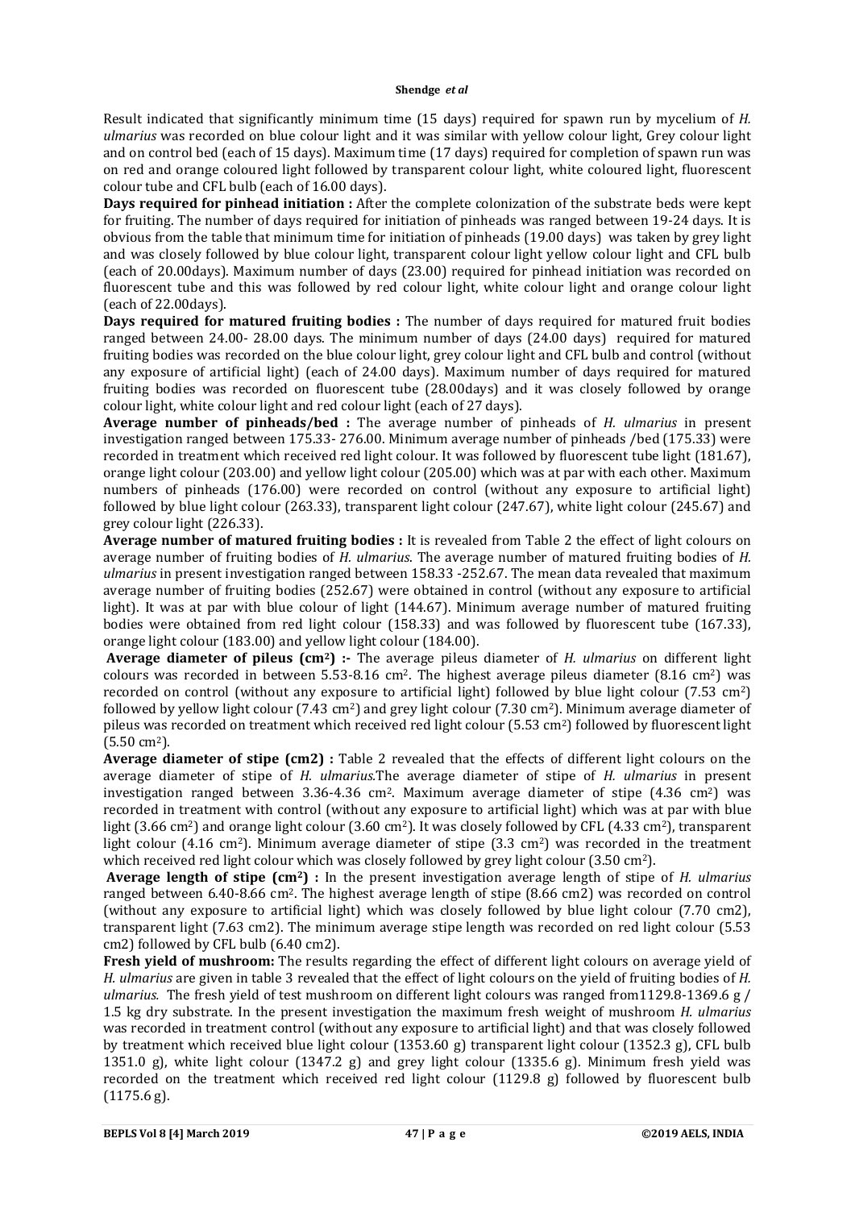Result indicated that significantly minimum time (15 days) required for spawn run by mycelium of *H. ulmarius* was recorded on blue colour light and it was similar with yellow colour light, Grey colour light and on control bed (each of 15 days). Maximum time (17 days) required for completion of spawn run was on red and orange coloured light followed by transparent colour light, white coloured light, fluorescent colour tube and CFL bulb (each of 16.00 days).

**Days required for pinhead initiation :** After the complete colonization of the substrate beds were kept for fruiting. The number of days required for initiation of pinheads was ranged between 19-24 days. It is obvious from the table that minimum time for initiation of pinheads (19.00 days) was taken by grey light and was closely followed by blue colour light, transparent colour light yellow colour light and CFL bulb (each of 20.00days). Maximum number of days (23.00) required for pinhead initiation was recorded on fluorescent tube and this was followed by red colour light, white colour light and orange colour light (each of 22.00days).

**Days required for matured fruiting bodies :** The number of days required for matured fruit bodies ranged between 24.00- 28.00 days. The minimum number of days (24.00 days) required for matured fruiting bodies was recorded on the blue colour light, grey colour light and CFL bulb and control (without any exposure of artificial light) (each of 24.00 days). Maximum number of days required for matured fruiting bodies was recorded on fluorescent tube (28.00days) and it was closely followed by orange colour light, white colour light and red colour light (each of 27 days).

**Average number of pinheads/bed :** The average number of pinheads of *H. ulmarius* in present investigation ranged between 175.33- 276.00. Minimum average number of pinheads /bed (175.33) were recorded in treatment which received red light colour. It was followed by fluorescent tube light (181.67), orange light colour (203.00) and yellow light colour (205.00) which was at par with each other. Maximum numbers of pinheads (176.00) were recorded on control (without any exposure to artificial light) followed by blue light colour (263.33), transparent light colour (247.67), white light colour (245.67) and grey colour light (226.33).

**Average number of matured fruiting bodies :** It is revealed from Table 2 the effect of light colours on average number of fruiting bodies of *H. ulmarius*. The average number of matured fruiting bodies of *H. ulmarius* in present investigation ranged between 158.33 -252.67. The mean data revealed that maximum average number of fruiting bodies (252.67) were obtained in control (without any exposure to artificial light). It was at par with blue colour of light (144.67). Minimum average number of matured fruiting bodies were obtained from red light colour (158.33) and was followed by fluorescent tube (167.33), orange light colour (183.00) and yellow light colour (184.00).

**Average diameter of pileus (cm$^2$) :-** The average pileus diameter of *H. ulmarius* on different light colours was recorded in between 5.53-8.16 cm$^2$. The highest average pileus diameter (8.16 cm$^2$) was recorded on control (without any exposure to artificial light) followed by blue light colour (7.53 cm$^2$) followed by yellow light colour (7.43 cm$^2$) and grey light colour (7.30 cm$^2$). Minimum average diameter of pileus was recorded on treatment which received red light colour (5.53 cm$^2$) followed by fluorescent light (5.50 cm$^2$).

**Average diameter of stipe (cm2) :** Table 2 revealed that the effects of different light colours on the average diameter of stipe of *H. ulmarius*.The average diameter of stipe of *H. ulmarius* in present investigation ranged between 3.36-4.36 cm$^2$. Maximum average diameter of stipe (4.36 cm$^2$) was recorded in treatment with control (without any exposure to artificial light) which was at par with blue light (3.66 cm$^2$) and orange light colour (3.60 cm$^2$). It was closely followed by CFL (4.33 cm$^2$), transparent light colour (4.16 cm$^2$). Minimum average diameter of stipe (3.3 cm$^2$) was recorded in the treatment which received red light colour which was closely followed by grey light colour (3.50 cm$^2$).

**Average length of stipe (cm$^2$) :** In the present investigation average length of stipe of *H. ulmarius* ranged between 6.40-8.66 cm$^2$. The highest average length of stipe (8.66 cm2) was recorded on control (without any exposure to artificial light) which was closely followed by blue light colour (7.70 cm2), transparent light (7.63 cm2). The minimum average stipe length was recorded on red light colour (5.53 cm2) followed by CFL bulb (6.40 cm2).

**Fresh yield of mushroom:** The results regarding the effect of different light colours on average yield of *H. ulmarius* are given in table 3 revealed that the effect of light colours on the yield of fruiting bodies of *H. ulmarius.* The fresh yield of test mushroom on different light colours was ranged from1129.8-1369.6 g / 1.5 kg dry substrate. In the present investigation the maximum fresh weight of mushroom *H. ulmarius* was recorded in treatment control (without any exposure to artificial light) and that was closely followed by treatment which received blue light colour (1353.60 g) transparent light colour (1352.3 g), CFL bulb 1351.0 g), white light colour (1347.2 g) and grey light colour (1335.6 g). Minimum fresh yield was recorded on the treatment which received red light colour (1129.8 g) followed by fluorescent bulb (1175.6 g).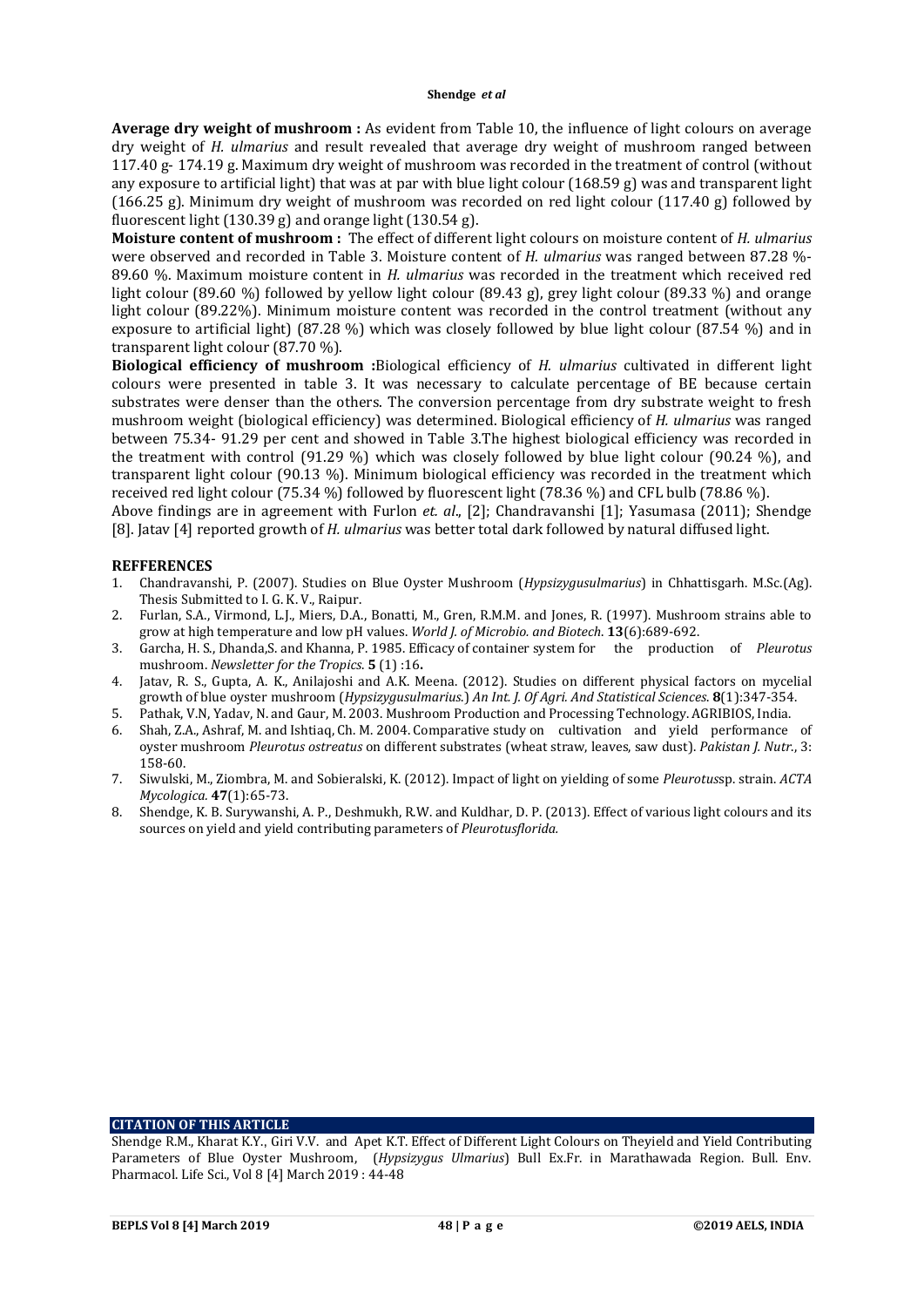**Average dry weight of mushroom :** As evident from Table 10, the influence of light colours on average dry weight of *H. ulmarius* and result revealed that average dry weight of mushroom ranged between 117.40 g- 174.19 g. Maximum dry weight of mushroom was recorded in the treatment of control (without any exposure to artificial light) that was at par with blue light colour (168.59 g) was and transparent light (166.25 g). Minimum dry weight of mushroom was recorded on red light colour (117.40 g) followed by fluorescent light (130.39 g) and orange light (130.54 g).

**Moisture content of mushroom :** The effect of different light colours on moisture content of *H. ulmarius* were observed and recorded in Table 3. Moisture content of *H. ulmarius* was ranged between 87.28 %- 89.60 %. Maximum moisture content in *H. ulmarius* was recorded in the treatment which received red light colour (89.60 %) followed by yellow light colour (89.43 g), grey light colour (89.33 %) and orange light colour (89.22%). Minimum moisture content was recorded in the control treatment (without any exposure to artificial light) (87.28 %) which was closely followed by blue light colour (87.54 %) and in transparent light colour (87.70 %).

**Biological efficiency of mushroom :**Biological efficiency of *H. ulmarius* cultivated in different light colours were presented in table 3. It was necessary to calculate percentage of BE because certain substrates were denser than the others. The conversion percentage from dry substrate weight to fresh mushroom weight (biological efficiency) was determined. Biological efficiency of *H. ulmarius* was ranged between 75.34- 91.29 per cent and showed in Table 3.The highest biological efficiency was recorded in the treatment with control (91.29 %) which was closely followed by blue light colour (90.24 %), and transparent light colour (90.13 %). Minimum biological efficiency was recorded in the treatment which received red light colour (75.34 %) followed by fluorescent light (78.36 %) and CFL bulb (78.86 %).

Above findings are in agreement with Furlon *et. al*., [2]; Chandravanshi [1]; Yasumasa (2011); Shendge [8]. Jatav [4] reported growth of *H. ulmarius* was better total dark followed by natural diffused light.

## REFFERENCES

1. Chandravanshi, P. (2007). Studies on Blue Oyster Mushroom (*Hypsizygusulmarius*) in Chhattisgarh. M.Sc.(Ag). Thesis Submitted to I. G. K. V., Raipur.
2. Furlan, S.A., Virmond, L.J., Miers, D.A., Bonatti, M., Gren, R.M.M. and Jones, R. (1997). Mushroom strains able to grow at high temperature and low pH values. *World J. of Microbio. and Biotech*. **13**(6):689-692.
3. Garcha, H. S., Dhanda,S. and Khanna, P. 1985. Efficacy of container system for the production of *Pleurotus* mushroom. *Newsletter for the Tropics*. **5** (1) :16**.**
4. Jatav, R. S., Gupta, A. K., Anilajoshi and A.K. Meena. (2012). Studies on different physical factors on mycelial growth of blue oyster mushroom (*Hypsizygusulmarius*.) *An Int. J. Of Agri. And Statistical Sciences*. **8**(1):347-354.
5. Pathak, V.N, Yadav, N. and Gaur, M. 2003. Mushroom Production and Processing Technology. AGRIBIOS, India.
6. Shah, Z.A., Ashraf, M. and Ishtiaq, Ch. M. 2004. Comparative study on cultivation and yield performance of oyster mushroom *Pleurotus ostreatus* on different substrates (wheat straw, leaves, saw dust). *Pakistan J. Nutr.*, 3: 158-60.
7. Siwulski, M., Ziombra, M. and Sobieralski, K. (2012). Impact of light on yielding of some *Pleurotus*sp. strain. *ACTA Mycologica*. **47**(1):65-73.
8. Shendge, K. B. Surywanshi, A. P., Deshmukh, R.W. and Kuldhar, D. P. (2013). Effect of various light colours and its sources on yield and yield contributing parameters of *Pleurotusflorida.*

**CITATION OF THIS ARTICLE**

Shendge R.M., Kharat K.Y., Giri V.V. and Apet K.T. Effect of Different Light Colours on Theyield and Yield Contributing Parameters of Blue Oyster Mushroom, (*Hypsizygus Ulmarius*) Bull Ex.Fr. in Marathawada Region. Bull. Env. Pharmacol. Life Sci., Vol 8 [4] March 2019 : 44-48